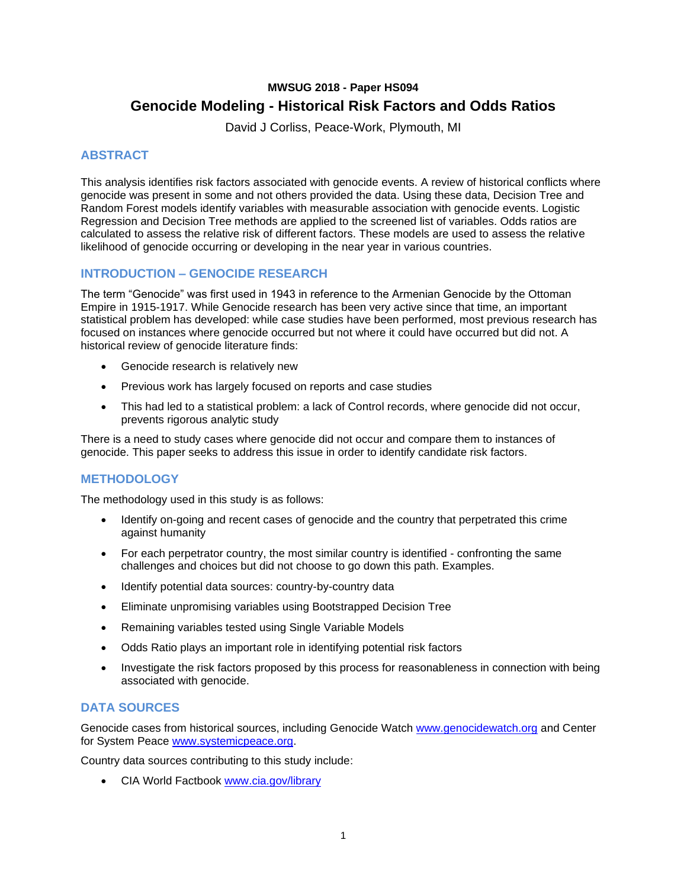**MWSUG 2018 - Paper HS094**

# Genocide Modeling - Historical Risk Factors and Odds Ratios

David J Corliss, Peace-Work, Plymouth, MI

## ABSTRACT

This analysis identifies risk factors associated with genocide events. A review of historical conflicts where genocide was present in some and not others provided the data. Using these data, Decision Tree and Random Forest models identify variables with measurable association with genocide events. Logistic Regression and Decision Tree methods are applied to the screened list of variables. Odds ratios are calculated to assess the relative risk of different factors. These models are used to assess the relative likelihood of genocide occurring or developing in the near year in various countries.

## INTRODUCTION – GENOCIDE RESEARCH

The term "Genocide" was first used in 1943 in reference to the Armenian Genocide by the Ottoman Empire in 1915-1917. While Genocide research has been very active since that time, an important statistical problem has developed: while case studies have been performed, most previous research has focused on instances where genocide occurred but not where it could have occurred but did not. A historical review of genocide literature finds:

- Genocide research is relatively new
- Previous work has largely focused on reports and case studies
- This had led to a statistical problem: a lack of Control records, where genocide did not occur, prevents rigorous analytic study

There is a need to study cases where genocide did not occur and compare them to instances of genocide. This paper seeks to address this issue in order to identify candidate risk factors.

## METHODOLOGY

The methodology used in this study is as follows:

- Identify on-going and recent cases of genocide and the country that perpetrated this crime against humanity
- For each perpetrator country, the most similar country is identified - confronting the same challenges and choices but did not choose to go down this path. Examples.
- Identify potential data sources: country-by-country data
- Eliminate unpromising variables using Bootstrapped Decision Tree
- Remaining variables tested using Single Variable Models
- Odds Ratio plays an important role in identifying potential risk factors
- Investigate the risk factors proposed by this process for reasonableness in connection with being associated with genocide.

## DATA SOURCES

Genocide cases from historical sources, including Genocide Watch www.genocidewatch.org and Center for System Peace www.systemicpeace.org.

Country data sources contributing to this study include:

- CIA World Factbook www.cia.gov/library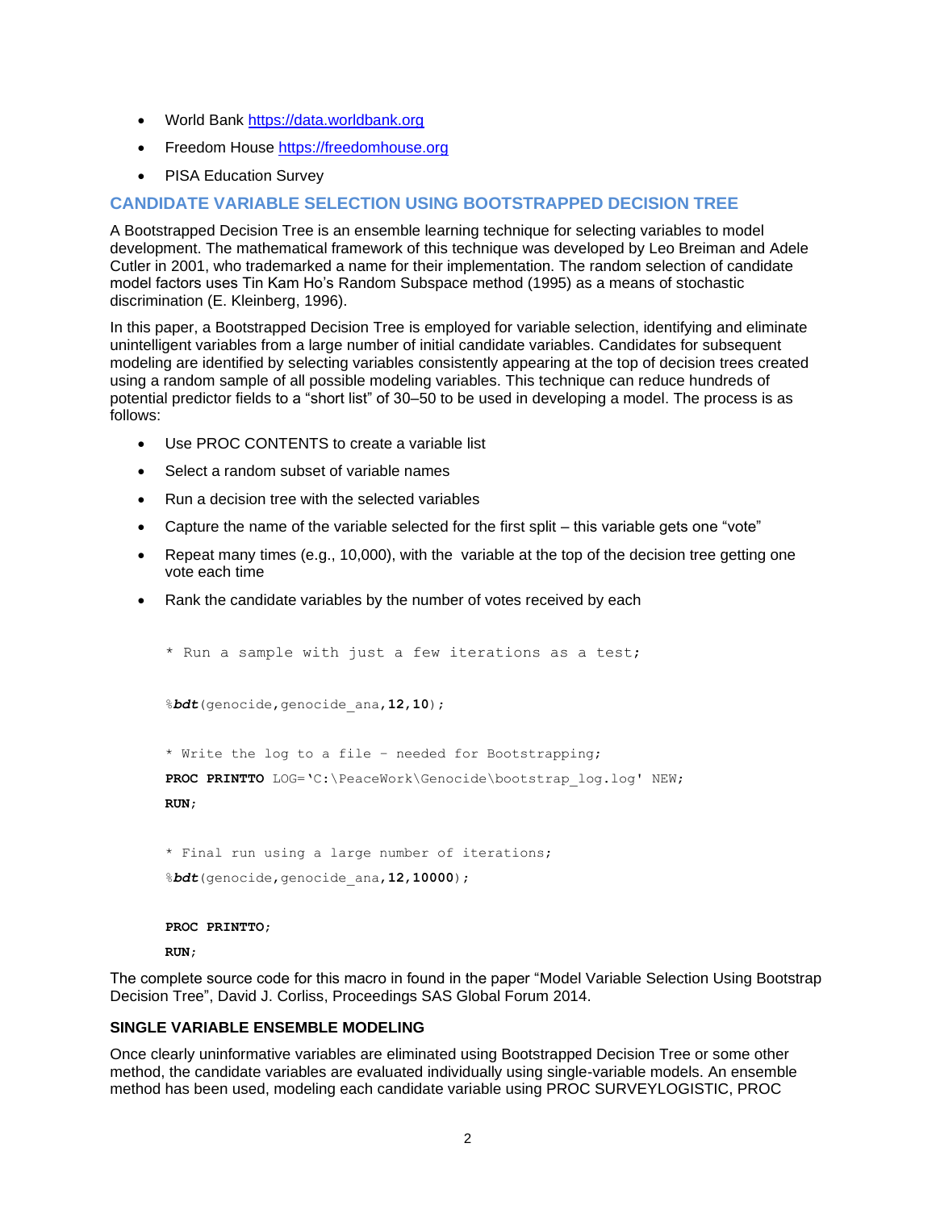- World Bank https://data.worldbank.org
- Freedom House https://freedomhouse.org
- PISA Education Survey

## CANDIDATE VARIABLE SELECTION USING BOOTSTRAPPED DECISION TREE

A Bootstrapped Decision Tree is an ensemble learning technique for selecting variables to model development. The mathematical framework of this technique was developed by Leo Breiman and Adele Cutler in 2001, who trademarked a name for their implementation. The random selection of candidate model factors uses Tin Kam Ho's Random Subspace method (1995) as a means of stochastic discrimination (E. Kleinberg, 1996).

In this paper, a Bootstrapped Decision Tree is employed for variable selection, identifying and eliminate unintelligent variables from a large number of initial candidate variables. Candidates for subsequent modeling are identified by selecting variables consistently appearing at the top of decision trees created using a random sample of all possible modeling variables. This technique can reduce hundreds of potential predictor fields to a "short list" of 30–50 to be used in developing a model. The process is as follows:

- Use PROC CONTENTS to create a variable list
- Select a random subset of variable names
- Run a decision tree with the selected variables
- Capture the name of the variable selected for the first split – this variable gets one "vote"
- Repeat many times (e.g., 10,000), with the variable at the top of the decision tree getting one vote each time
- Rank the candidate variables by the number of votes received by each

```
* Run a sample with just a few iterations as a test;

%bdt(genocide,genocide_ana,12,10);

* Write the log to a file - needed for Bootstrapping;
PROC PRINTTO LOG='C:\PeaceWork\Genocide\bootstrap_log.log' NEW;
RUN;

* Final run using a large number of iterations;
%bdt(genocide,genocide_ana,12,10000);

PROC PRINTTO;
RUN;
```

The complete source code for this macro in found in the paper "Model Variable Selection Using Bootstrap Decision Tree", David J. Corliss, Proceedings SAS Global Forum 2014.

### SINGLE VARIABLE ENSEMBLE MODELING

Once clearly uninformative variables are eliminated using Bootstrapped Decision Tree or some other method, the candidate variables are evaluated individually using single-variable models. An ensemble method has been used, modeling each candidate variable using PROC SURVEYLOGISTIC, PROC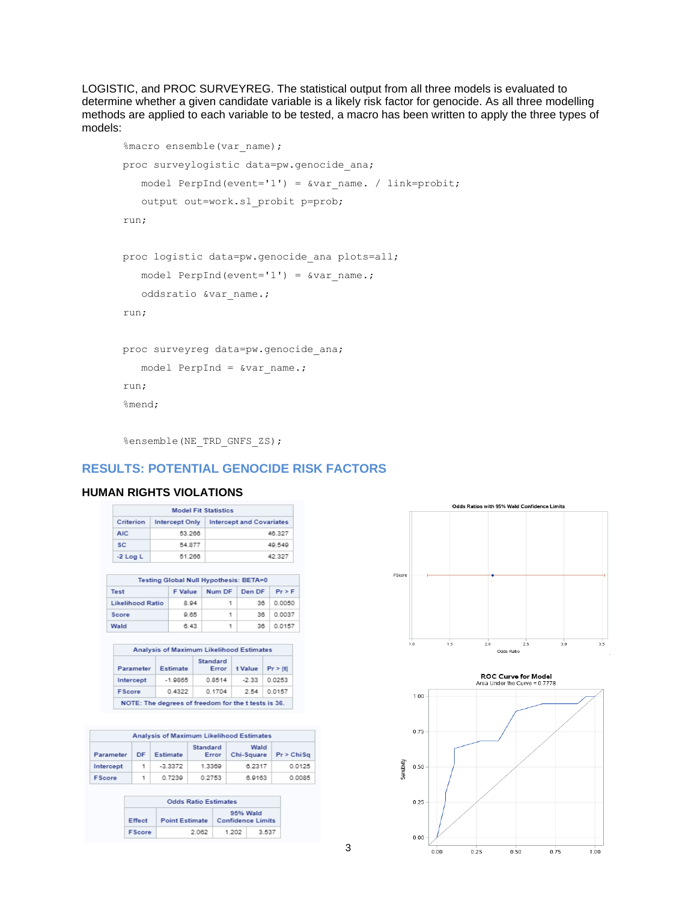LOGISTIC, and PROC SURVEYREG. The statistical output from all three models is evaluated to determine whether a given candidate variable is a likely risk factor for genocide. As all three modelling methods are applied to each variable to be tested, a macro has been written to apply the three types of models:

```
%macro ensemble(var_name);
proc surveylogistic data=pw.genocide_ana;
   model PerpInd(event='1') = &var_name. / link=probit;
   output out=work.sl_probit p=prob;
run;

proc logistic data=pw.genocide_ana plots=all;
   model PerpInd(event='1') = &var_name.;
   oddsratio &var_name.;
run;

proc surveyreg data=pw.genocide_ana;
   model PerpInd = &var_name.;
run;
%mend;

%ensemble(NE_TRD_GNFS_ZS);
```

## RESULTS: POTENTIAL GENOCIDE RISK FACTORS

### HUMAN RIGHTS VIOLATIONS

| Model Fit Statistics | | |
|---|---|---|
| Criterion | Intercept Only | Intercept and Covariates |
| AIC | 53.266 | 46.327 |
| SC | 54.877 | 49.549 |
| -2 Log L | 51.266 | 42.327 |

| Testing Global Null Hypothesis: BETA=0 | | | | |
|---|---|---|---|---|
| Test | F Value | Num DF | Den DF | Pr > F |
| Likelihood Ratio | 8.94 | 1 | 36 | 0.0050 |
| Score | 9.65 | 1 | 36 | 0.0037 |
| Wald | 6.43 | 1 | 36 | 0.0157 |

| Analysis of Maximum Likelihood Estimates | | | | |
|---|---|---|---|---|
| Parameter | Estimate | Standard Error | t Value | Pr > \|t\| |
| Intercept | -1.9865 | 0.8514 | -2.33 | 0.0253 |
| FScore | 0.4322 | 0.1704 | 2.54 | 0.0157 |
| NOTE: The degrees of freedom for the t tests is 36. | | | | |

| Analysis of Maximum Likelihood Estimates | | | | | |
|---|---|---|---|---|---|
| Parameter | DF | Estimate | Standard Error | Wald Chi-Square | Pr > ChiSq |
| Intercept | 1 | -3.3372 | 1.3369 | 6.2317 | 0.0125 |
| FScore | 1 | 0.7239 | 0.2753 | 6.9163 | 0.0085 |

| Odds Ratio Estimates | | |
|---|---|---|
| Effect | Point Estimate | 95% Wald Confidence Limits | |
| FScore | 2.062 | 1.202 | 3.537 |

Odds Ratios with 95% Wald Confidence Limits

ROC Curve for Model
Area Under the Curve = 0.7778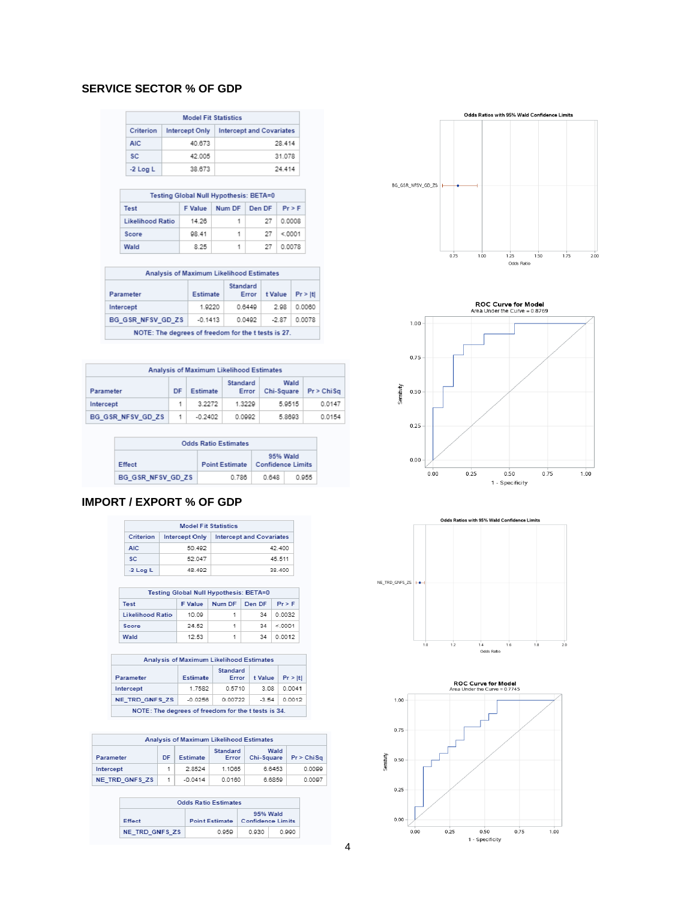## SERVICE SECTOR % OF GDP

| Model Fit Statistics | | |
|---|---|---|
| Criterion | Intercept Only | Intercept and Covariates |
| AIC | 40.673 | 28.414 |
| SC | 42.005 | 31.078 |
| -2 Log L | 38.673 | 24.414 |

| Testing Global Null Hypothesis: BETA=0 | | | | |
|---|---|---|---|---|
| Test | F Value | Num DF | Den DF | Pr > F |
| Likelihood Ratio | 14.26 | 1 | 27 | 0.0008 |
| Score | 98.41 | 1 | 27 | <.0001 |
| Wald | 8.25 | 1 | 27 | 0.0078 |

| Analysis of Maximum Likelihood Estimates | | | | |
|---|---|---|---|---|
| Parameter | Estimate | Standard Error | t Value | Pr > \|t\| |
| Intercept | 1.9220 | 0.6449 | 2.98 | 0.0060 |
| BG_GSR_NFSV_GD_ZS | -0.1413 | 0.0492 | -2.87 | 0.0078 |

NOTE: The degrees of freedom for the t tests is 27.

| Analysis of Maximum Likelihood Estimates | | | | | |
|---|---|---|---|---|---|
| Parameter | DF | Estimate | Standard Error | Wald Chi-Square | Pr > ChiSq |
| Intercept | 1 | 3.2272 | 1.3229 | 5.9515 | 0.0147 |
| BG_GSR_NFSV_GD_ZS | 1 | -0.2402 | 0.0992 | 5.8693 | 0.0154 |

| Odds Ratio Estimates | | | |
|---|---|---|---|
| Effect | Point Estimate | 95% Wald Confidence Limits | |
| BG_GSR_NFSV_GD_ZS | 0.786 | 0.648 | 0.955 |

Odds Ratios with 95% Wald Confidence Limits

ROC Curve for Model
Area Under the Curve = 0.8769

## IMPORT / EXPORT % OF GDP

| Model Fit Statistics | | |
|---|---|---|
| Criterion | Intercept Only | Intercept and Covariates |
| AIC | 50.492 | 42.400 |
| SC | 52.047 | 45.511 |
| -2 Log L | 48.492 | 38.400 |

| Testing Global Null Hypothesis: BETA=0 | | | | |
|---|---|---|---|---|
| Test | F Value | Num DF | Den DF | Pr > F |
| Likelihood Ratio | 10.09 | 1 | 34 | 0.0032 |
| Score | 24.52 | 1 | 34 | <.0001 |
| Wald | 12.53 | 1 | 34 | 0.0012 |

| Analysis of Maximum Likelihood Estimates | | | | |
|---|---|---|---|---|
| Parameter | Estimate | Standard Error | t Value | Pr > \|t\| |
| Intercept | 1.7582 | 0.5710 | 3.08 | 0.0041 |
| NE_TRD_GNFS_ZS | -0.0256 | 0.00722 | -3.54 | 0.0012 |

NOTE: The degrees of freedom for the t tests is 34.

| Analysis of Maximum Likelihood Estimates | | | | | |
|---|---|---|---|---|---|
| Parameter | DF | Estimate | Standard Error | Wald Chi-Square | Pr > ChiSq |
| Intercept | 1 | 2.8524 | 1.1065 | 6.6453 | 0.0099 |
| NE_TRD_GNFS_ZS | 1 | -0.0414 | 0.0160 | 6.6859 | 0.0097 |

| Odds Ratio Estimates | | | |
|---|---|---|---|
| Effect | Point Estimate | 95% Wald Confidence Limits | |
| NE_TRD_GNFS_ZS | 0.959 | 0.930 | 0.990 |

Odds Ratios with 95% Wald Confidence Limits

ROC Curve for Model
Area Under the Curve = 0.7745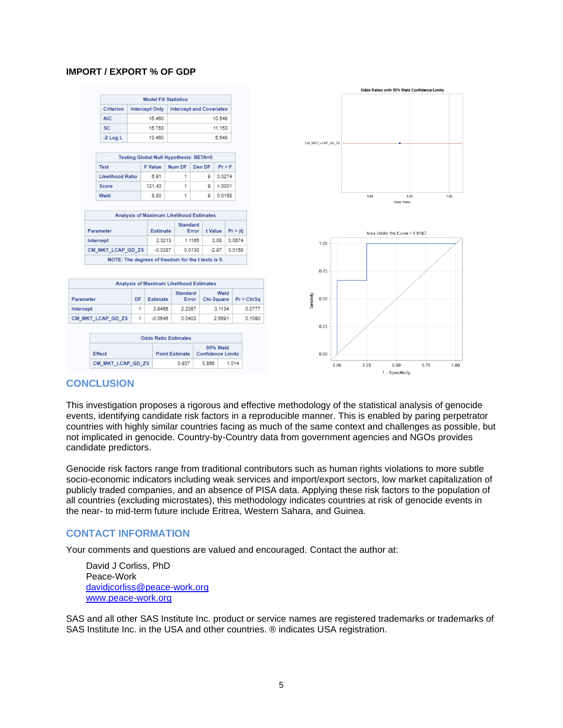**IMPORT / EXPORT % OF GDP**

| Model Fit Statistics | | |
|---|---|---|
| Criterion | Intercept Only | Intercept and Covariates |
| AIC | 15.460 | 10.548 |
| SC | 15.763 | 11.153 |
| -2 Log L | 13.460 | 6.548 |

| Testing Global Null Hypothesis: BETA=0 | | | | |
|---|---|---|---|---|
| Test | F Value | Num DF | Den DF | Pr > F |
| Likelihood Ratio | 6.91 | 1 | 9 | 0.0274 |
| Score | 121.43 | 1 | 9 | <.0001 |
| Wald | 8.80 | 1 | 9 | 0.0158 |

| Analysis of Maximum Likelihood Estimates | | | | |
|---|---|---|---|---|
| Parameter | Estimate | Standard Error | t Value | Pr > \|t\| |
| Intercept | 2.3213 | 1.1165 | 2.08 | 0.0674 |
| CM_MKT_LCAP_GD_ZS | -0.0387 | 0.0130 | -2.97 | 0.0158 |
| NOTE: The degrees of freedom for the t tests is 9. | | | | |

| Analysis of Maximum Likelihood Estimates | | | | | |
|---|---|---|---|---|---|
| Parameter | DF | Estimate | Standard Error | Wald Chi-Square | Pr > ChiSq |
| Intercept | 1 | 3.9466 | 2.2367 | 3.1134 | 0.0777 |
| CM_MKT_LCAP_GD_ZS | 1 | -0.0646 | 0.0403 | 2.5691 | 0.1090 |

| Odds Ratio Estimates | | | |
|---|---|---|---|
| Effect | Point Estimate | 95% Wald Confidence Limits | |
| CM_MKT_LCAP_GD_ZS | 0.937 | 0.866 | 1.014 |

Odds Ratios with 95% Wald Confidence Limits
CM_MKT_LCAP_GD_ZS
0.90
0.95
1.00
Odds Ratio

Area Under the Curve = 0.9167
Sensitivity
1 - Specificity
0.00
0.25
0.50
0.75
1.00

## CONCLUSION

This investigation proposes a rigorous and effective methodology of the statistical analysis of genocide events, identifying candidate risk factors in a reproducible manner. This is enabled by paring perpetrator countries with highly similar countries facing as much of the same context and challenges as possible, but not implicated in genocide. Country-by-Country data from government agencies and NGOs provides candidate predictors.

Genocide risk factors range from traditional contributors such as human rights violations to more subtle socio-economic indicators including weak services and import/export sectors, low market capitalization of publicly traded companies, and an absence of PISA data. Applying these risk factors to the population of all countries (excluding microstates), this methodology indicates countries at risk of genocide events in the near- to mid-term future include Eritrea, Western Sahara, and Guinea.

## CONTACT INFORMATION

Your comments and questions are valued and encouraged. Contact the author at:

David J Corliss, PhD
Peace-Work
davidjcorliss@peace-work.org
www.peace-work.org

SAS and all other SAS Institute Inc. product or service names are registered trademarks or trademarks of SAS Institute Inc. in the USA and other countries. ® indicates USA registration.